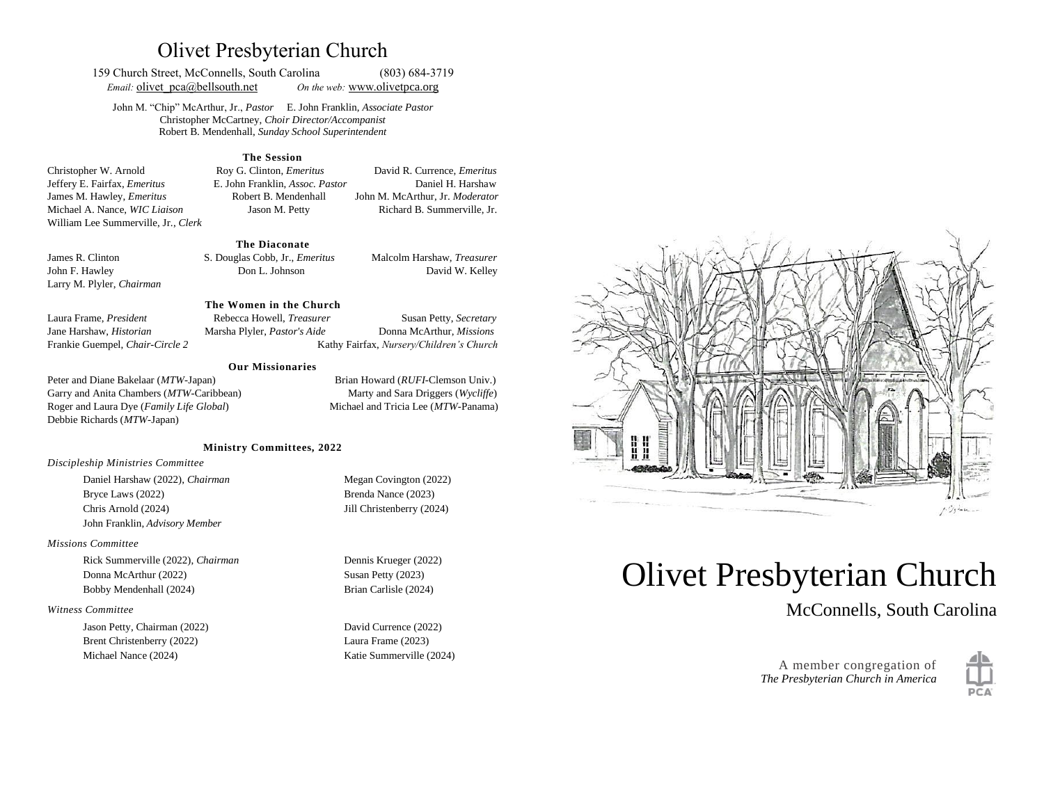# Olivet Presbyterian Church

159 Church Street, McConnells, South Carolina (803) 684-3719
*Email:* olivet_pca@bellsouth.net *On the web:* www.olivetpca.org

John M. "Chip" McArthur, Jr., *Pastor* E. John Franklin, *Associate Pastor*
Christopher McCartney, *Choir Director/Accompanist*
Robert B. Mendenhall, *Sunday School Superintendent*

### The Session

Christopher W. Arnold
Roy G. Clinton, *Emeritus*
David R. Currence, *Emeritus*
Jeffery E. Fairfax, *Emeritus*
E. John Franklin, *Assoc. Pastor*
Daniel H. Harshaw
James M. Hawley, *Emeritus*
Robert B. Mendenhall
John M. McArthur, Jr. *Moderator*
Michael A. Nance, *WIC Liaison*
Jason M. Petty
Richard B. Summerville, Jr.
William Lee Summerville, Jr., *Clerk*

### The Diaconate

James R. Clinton
S. Douglas Cobb, Jr., *Emeritus*
Malcolm Harshaw, *Treasurer*
John F. Hawley
Don L. Johnson
David W. Kelley
Larry M. Plyler, *Chairman*

### The Women in the Church

Laura Frame, *President*
Rebecca Howell, *Treasurer*
Susan Petty, *Secretary*
Jane Harshaw, *Historian*
Marsha Plyler, *Pastor's Aide*
Donna McArthur, *Missions*
Frankie Guempel, *Chair-Circle 2*
Kathy Fairfax, *Nursery/Children's Church*

### Our Missionaries

Peter and Diane Bakelaar (*MTW*-Japan)
Brian Howard (*RUFI*-Clemson Univ.)
Garry and Anita Chambers (*MTW*-Caribbean)
Marty and Sara Driggers (*Wycliffe*)
Roger and Laura Dye (*Family Life Global*)
Michael and Tricia Lee (*MTW*-Panama)
Debbie Richards (*MTW*-Japan)

### Ministry Committees, 2022

*Discipleship Ministries Committee*

Daniel Harshaw (2022), *Chairman*
Megan Covington (2022)
Bryce Laws (2022)
Brenda Nance (2023)
Chris Arnold (2024)
Jill Christenberry (2024)
John Franklin, *Advisory Member*

*Missions Committee*

Rick Summerville (2022), *Chairman*
Dennis Krueger (2022)
Donna McArthur (2022)
Susan Petty (2023)
Bobby Mendenhall (2024)
Brian Carlisle (2024)

*Witness Committee*

Jason Petty, Chairman (2022)
David Currence (2022)
Brent Christenberry (2022)
Laura Frame (2023)
Michael Nance (2024)
Katie Summerville (2024)

# Olivet Presbyterian Church

McConnells, South Carolina

A member congregation of
*The Presbyterian Church in America*

PCA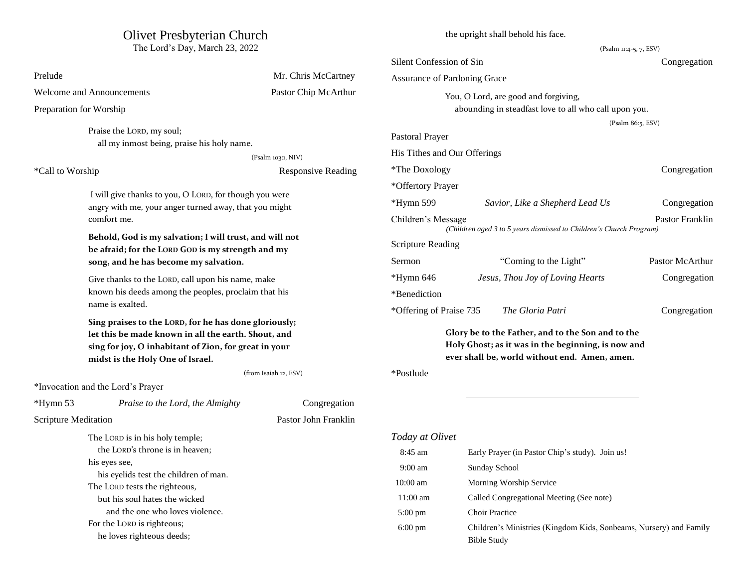# Olivet Presbyterian Church

The Lord's Day, March 23, 2022

Prelude — Mr. Chris McCartney

Welcome and Announcements — Pastor Chip McArthur

Preparation for Worship

> Praise the LORD, my soul;
> all my inmost being, praise his holy name.
>
> (Psalm 103:1, NIV)

*Call to Worship — Responsive Reading

> I will give thanks to you, O LORD, for though you were angry with me, your anger turned away, that you might comfort me.
>
> **Behold, God is my salvation; I will trust, and will not be afraid; for the LORD GOD is my strength and my song, and he has become my salvation.**
>
> Give thanks to the LORD, call upon his name, make known his deeds among the peoples, proclaim that his name is exalted.
>
> **Sing praises to the LORD, for he has done gloriously; let this be made known in all the earth. Shout, and sing for joy, O inhabitant of Zion, for great in your midst is the Holy One of Israel.**
>
> (from Isaiah 12, ESV)

*Invocation and the Lord's Prayer

*Hymn 53 — *Praise to the Lord, the Almighty* — Congregation

Scripture Meditation — Pastor John Franklin

> The LORD is in his holy temple;
> the LORD's throne is in heaven;
> his eyes see,
> his eyelids test the children of man.
> The LORD tests the righteous,
> but his soul hates the wicked
> and the one who loves violence.
> For the LORD is righteous;
> he loves righteous deeds;
> the upright shall behold his face.
>
> (Psalm 11:4-5, 7, ESV)

Silent Confession of Sin — Congregation

Assurance of Pardoning Grace

> You, O Lord, are good and forgiving,
> abounding in steadfast love to all who call upon you.
>
> (Psalm 86:5, ESV)

Pastoral Prayer

His Tithes and Our Offerings

*The Doxology — Congregation

*Offertory Prayer

*Hymn 599 — *Savior, Like a Shepherd Lead Us* — Congregation

Children's Message — Pastor Franklin

*(Children aged 3 to 5 years dismissed to Children's Church Program)*

Scripture Reading

Sermon — "Coming to the Light" — Pastor McArthur

*Hymn 646 — *Jesus, Thou Joy of Loving Hearts* — Congregation

*Benediction

*Offering of Praise 735 — *The Gloria Patri* — Congregation

> **Glory be to the Father, and to the Son and to the Holy Ghost; as it was in the beginning, is now and ever shall be, world without end. Amen, amen.**

*Postlude

---

## *Today at Olivet*

| Time | Event |
| --- | --- |
| 8:45 am | Early Prayer (in Pastor Chip's study). Join us! |
| 9:00 am | Sunday School |
| 10:00 am | Morning Worship Service |
| 11:00 am | Called Congregational Meeting (See note) |
| 5:00 pm | Choir Practice |
| 6:00 pm | Children's Ministries (Kingdom Kids, Sonbeams, Nursery) and Family Bible Study |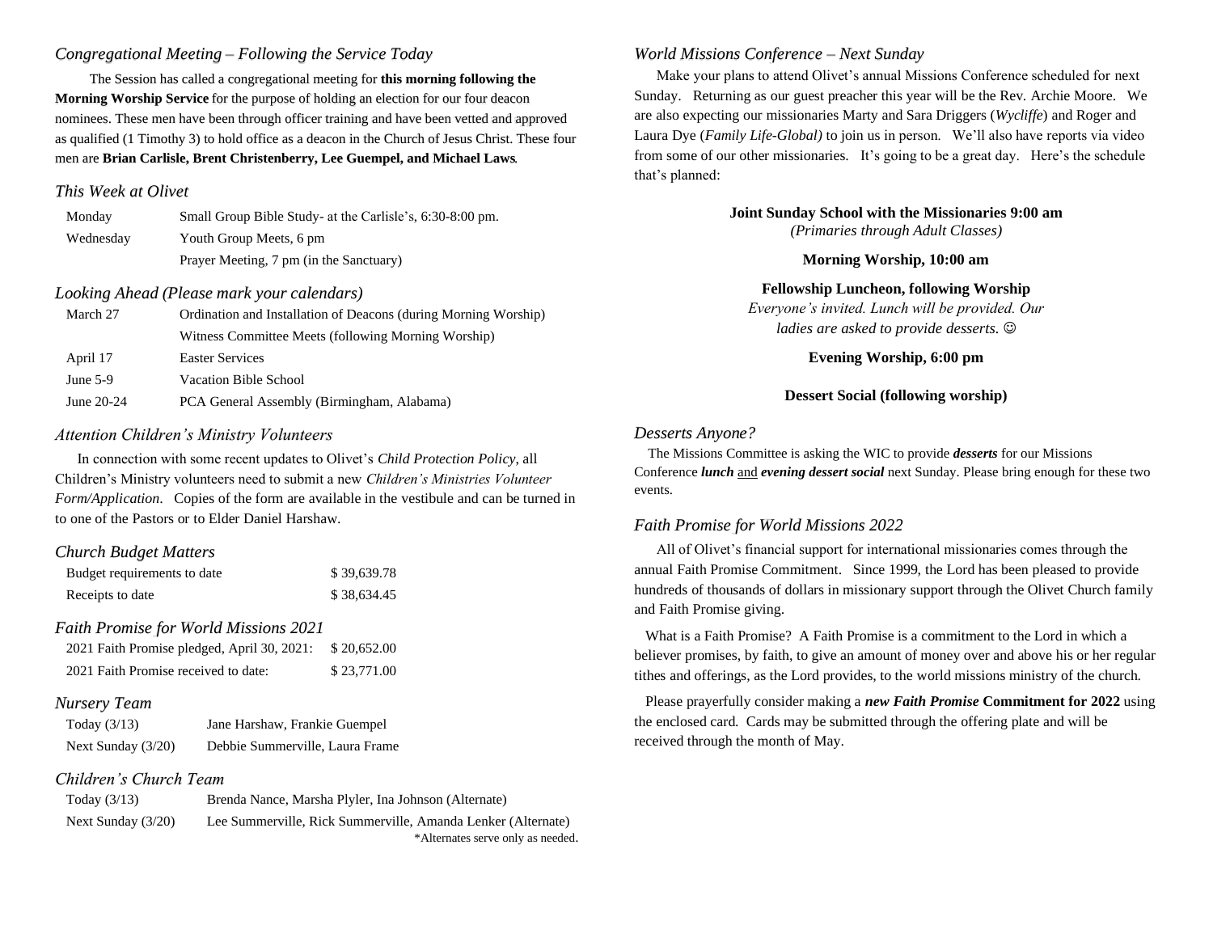## *Congregational Meeting – Following the Service Today*

The Session has called a congregational meeting for **this morning following the Morning Worship Service** for the purpose of holding an election for our four deacon nominees. These men have been through officer training and have been vetted and approved as qualified (1 Timothy 3) to hold office as a deacon in the Church of Jesus Christ. These four men are **Brian Carlisle, Brent Christenberry, Lee Guempel, and Michael Laws**.

## *This Week at Olivet*

| | |
|---|---|
| Monday | Small Group Bible Study- at the Carlisle's, 6:30-8:00 pm. |
| Wednesday | Youth Group Meets, 6 pm |
| | Prayer Meeting, 7 pm (in the Sanctuary) |

## *Looking Ahead (Please mark your calendars)*

| | |
|---|---|
| March 27 | Ordination and Installation of Deacons (during Morning Worship) |
| | Witness Committee Meets (following Morning Worship) |
| April 17 | Easter Services |
| June 5-9 | Vacation Bible School |
| June 20-24 | PCA General Assembly (Birmingham, Alabama) |

## *Attention Children's Ministry Volunteers*

In connection with some recent updates to Olivet's *Child Protection Policy*, all Children's Ministry volunteers need to submit a new *Children's Ministries Volunteer Form/Application*. Copies of the form are available in the vestibule and can be turned in to one of the Pastors or to Elder Daniel Harshaw.

## *Church Budget Matters*

| | |
|---|---|
| Budget requirements to date | $ 39,639.78 |
| Receipts to date | $ 38,634.45 |

## *Faith Promise for World Missions 2021*

| | |
|---|---|
| 2021 Faith Promise pledged, April 30, 2021: | $ 20,652.00 |
| 2021 Faith Promise received to date: | $ 23,771.00 |

## *Nursery Team*

| | |
|---|---|
| Today (3/13) | Jane Harshaw, Frankie Guempel |
| Next Sunday (3/20) | Debbie Summerville, Laura Frame |

## *Children's Church Team*

| | |
|---|---|
| Today (3/13) | Brenda Nance, Marsha Plyler, Ina Johnson (Alternate) |
| Next Sunday (3/20) | Lee Summerville, Rick Summerville, Amanda Lenker (Alternate) |

*Alternates serve only as needed.

## *World Missions Conference – Next Sunday*

Make your plans to attend Olivet's annual Missions Conference scheduled for next Sunday. Returning as our guest preacher this year will be the Rev. Archie Moore. We are also expecting our missionaries Marty and Sara Driggers (*Wycliffe*) and Roger and Laura Dye (*Family Life-Global)* to join us in person. We'll also have reports via video from some of our other missionaries. It's going to be a great day. Here's the schedule that's planned:

**Joint Sunday School with the Missionaries 9:00 am**
*(Primaries through Adult Classes)*

**Morning Worship, 10:00 am**

**Fellowship Luncheon, following Worship**
*Everyone's invited. Lunch will be provided. Our ladies are asked to provide desserts.* ☺

**Evening Worship, 6:00 pm**

**Dessert Social (following worship)**

## *Desserts Anyone?*

The Missions Committee is asking the WIC to provide ***desserts*** for our Missions Conference ***lunch*** and ***evening dessert social*** next Sunday. Please bring enough for these two events.

## *Faith Promise for World Missions 2022*

All of Olivet's financial support for international missionaries comes through the annual Faith Promise Commitment. Since 1999, the Lord has been pleased to provide hundreds of thousands of dollars in missionary support through the Olivet Church family and Faith Promise giving.

What is a Faith Promise? A Faith Promise is a commitment to the Lord in which a believer promises, by faith, to give an amount of money over and above his or her regular tithes and offerings, as the Lord provides, to the world missions ministry of the church.

Please prayerfully consider making a ***new Faith Promise*** **Commitment for 2022** using the enclosed card. Cards may be submitted through the offering plate and will be received through the month of May.